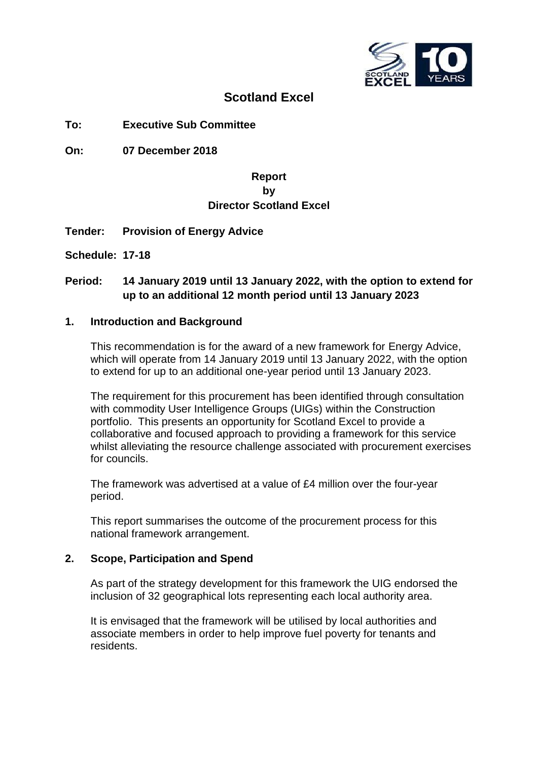# Scotland Excel

**To:** **Executive Sub Committee**

**On:** **07 December 2018**

**Report**
**by**
**Director Scotland Excel**

**Tender:** **Provision of Energy Advice**

**Schedule:** **17-18**

**Period:** **14 January 2019 until 13 January 2022, with the option to extend for up to an additional 12 month period until 13 January 2023**

## 1. Introduction and Background

This recommendation is for the award of a new framework for Energy Advice, which will operate from 14 January 2019 until 13 January 2022, with the option to extend for up to an additional one-year period until 13 January 2023.

The requirement for this procurement has been identified through consultation with commodity User Intelligence Groups (UIGs) within the Construction portfolio. This presents an opportunity for Scotland Excel to provide a collaborative and focused approach to providing a framework for this service whilst alleviating the resource challenge associated with procurement exercises for councils.

The framework was advertised at a value of £4 million over the four-year period.

This report summarises the outcome of the procurement process for this national framework arrangement.

## 2. Scope, Participation and Spend

As part of the strategy development for this framework the UIG endorsed the inclusion of 32 geographical lots representing each local authority area.

It is envisaged that the framework will be utilised by local authorities and associate members in order to help improve fuel poverty for tenants and residents.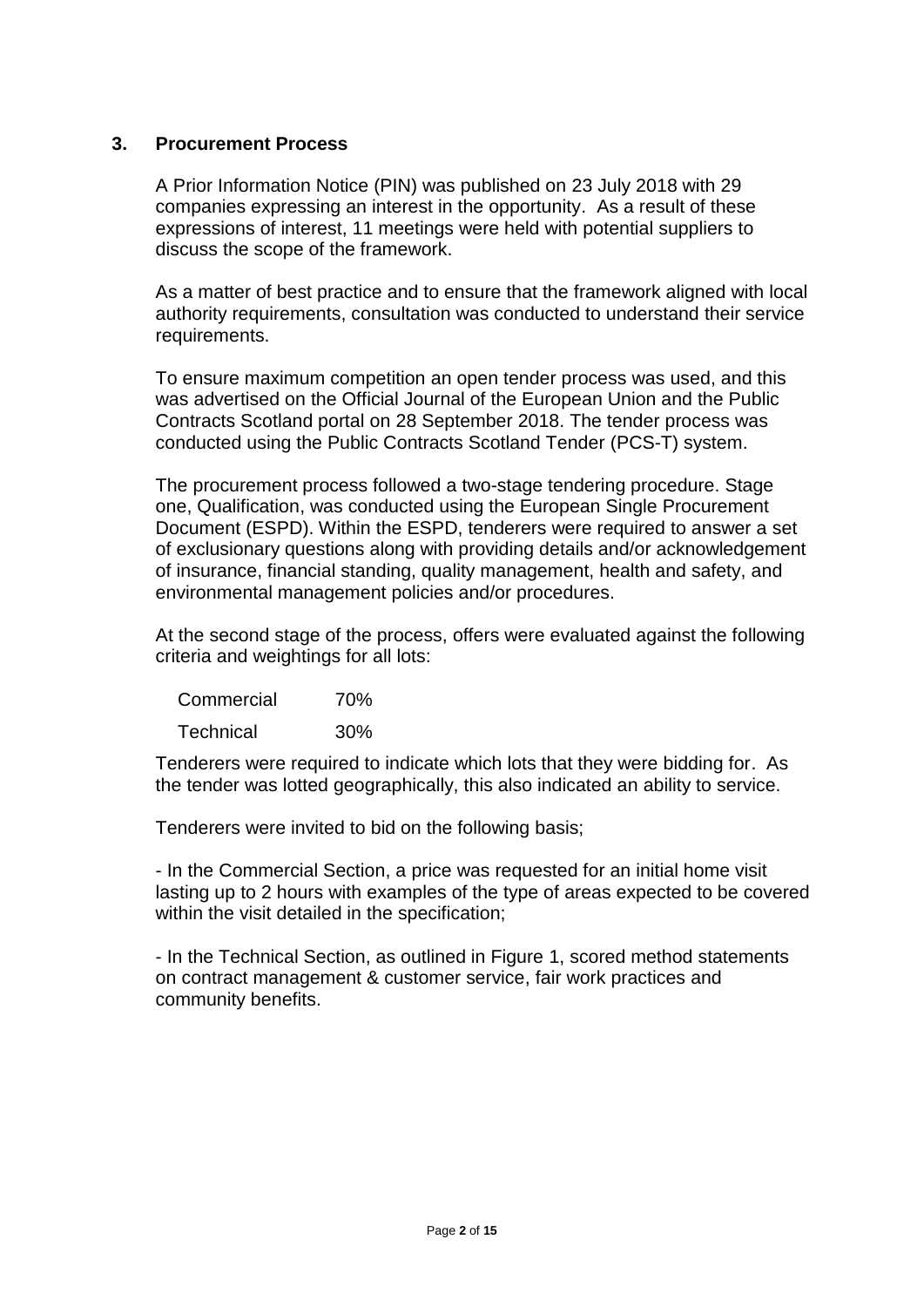## 3. Procurement Process

A Prior Information Notice (PIN) was published on 23 July 2018 with 29 companies expressing an interest in the opportunity. As a result of these expressions of interest, 11 meetings were held with potential suppliers to discuss the scope of the framework.

As a matter of best practice and to ensure that the framework aligned with local authority requirements, consultation was conducted to understand their service requirements.

To ensure maximum competition an open tender process was used, and this was advertised on the Official Journal of the European Union and the Public Contracts Scotland portal on 28 September 2018. The tender process was conducted using the Public Contracts Scotland Tender (PCS-T) system.

The procurement process followed a two-stage tendering procedure. Stage one, Qualification, was conducted using the European Single Procurement Document (ESPD). Within the ESPD, tenderers were required to answer a set of exclusionary questions along with providing details and/or acknowledgement of insurance, financial standing, quality management, health and safety, and environmental management policies and/or procedures.

At the second stage of the process, offers were evaluated against the following criteria and weightings for all lots:

| Criteria | Weighting |
|---|---|
| Commercial | 70% |
| Technical | 30% |

Tenderers were required to indicate which lots that they were bidding for. As the tender was lotted geographically, this also indicated an ability to service.

Tenderers were invited to bid on the following basis;

- In the Commercial Section, a price was requested for an initial home visit lasting up to 2 hours with examples of the type of areas expected to be covered within the visit detailed in the specification;

- In the Technical Section, as outlined in Figure 1, scored method statements on contract management & customer service, fair work practices and community benefits.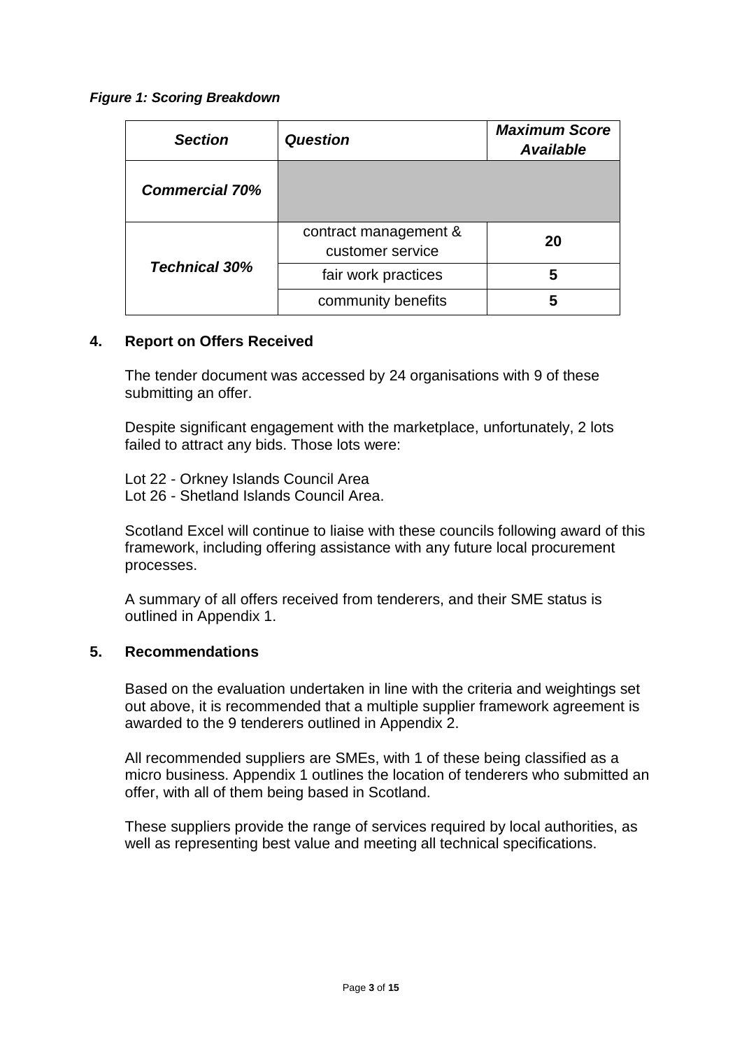***Figure 1: Scoring Breakdown***

| ***Section*** | ***Question*** | ***Maximum Score Available*** |
|---|---|---|
| ***Commercial 70%*** | | |
| ***Technical 30%*** | contract management & customer service | **20** |
| | fair work practices | **5** |
| | community benefits | **5** |

## 4. Report on Offers Received

The tender document was accessed by 24 organisations with 9 of these submitting an offer.

Despite significant engagement with the marketplace, unfortunately, 2 lots failed to attract any bids. Those lots were:

Lot 22 - Orkney Islands Council Area
Lot 26 - Shetland Islands Council Area.

Scotland Excel will continue to liaise with these councils following award of this framework, including offering assistance with any future local procurement processes.

A summary of all offers received from tenderers, and their SME status is outlined in Appendix 1.

## 5. Recommendations

Based on the evaluation undertaken in line with the criteria and weightings set out above, it is recommended that a multiple supplier framework agreement is awarded to the 9 tenderers outlined in Appendix 2.

All recommended suppliers are SMEs, with 1 of these being classified as a micro business. Appendix 1 outlines the location of tenderers who submitted an offer, with all of them being based in Scotland.

These suppliers provide the range of services required by local authorities, as well as representing best value and meeting all technical specifications.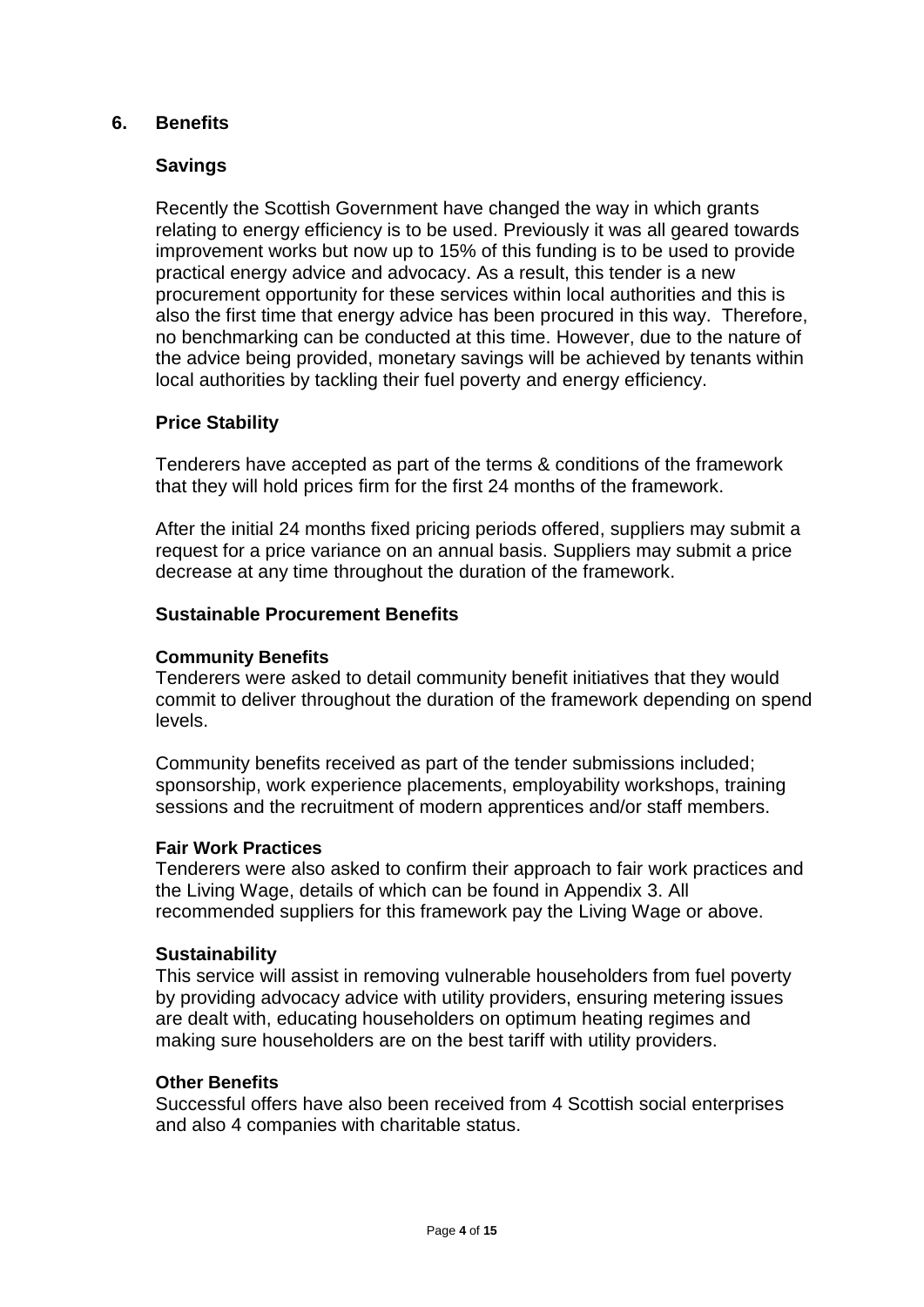## 6. Benefits

### Savings

Recently the Scottish Government have changed the way in which grants relating to energy efficiency is to be used. Previously it was all geared towards improvement works but now up to 15% of this funding is to be used to provide practical energy advice and advocacy. As a result, this tender is a new procurement opportunity for these services within local authorities and this is also the first time that energy advice has been procured in this way. Therefore, no benchmarking can be conducted at this time. However, due to the nature of the advice being provided, monetary savings will be achieved by tenants within local authorities by tackling their fuel poverty and energy efficiency.

### Price Stability

Tenderers have accepted as part of the terms & conditions of the framework that they will hold prices firm for the first 24 months of the framework.

After the initial 24 months fixed pricing periods offered, suppliers may submit a request for a price variance on an annual basis. Suppliers may submit a price decrease at any time throughout the duration of the framework.

### Sustainable Procurement Benefits

#### Community Benefits

Tenderers were asked to detail community benefit initiatives that they would commit to deliver throughout the duration of the framework depending on spend levels.

Community benefits received as part of the tender submissions included; sponsorship, work experience placements, employability workshops, training sessions and the recruitment of modern apprentices and/or staff members.

#### Fair Work Practices

Tenderers were also asked to confirm their approach to fair work practices and the Living Wage, details of which can be found in Appendix 3. All recommended suppliers for this framework pay the Living Wage or above.

#### Sustainability

This service will assist in removing vulnerable householders from fuel poverty by providing advocacy advice with utility providers, ensuring metering issues are dealt with, educating householders on optimum heating regimes and making sure householders are on the best tariff with utility providers.

#### Other Benefits

Successful offers have also been received from 4 Scottish social enterprises and also 4 companies with charitable status.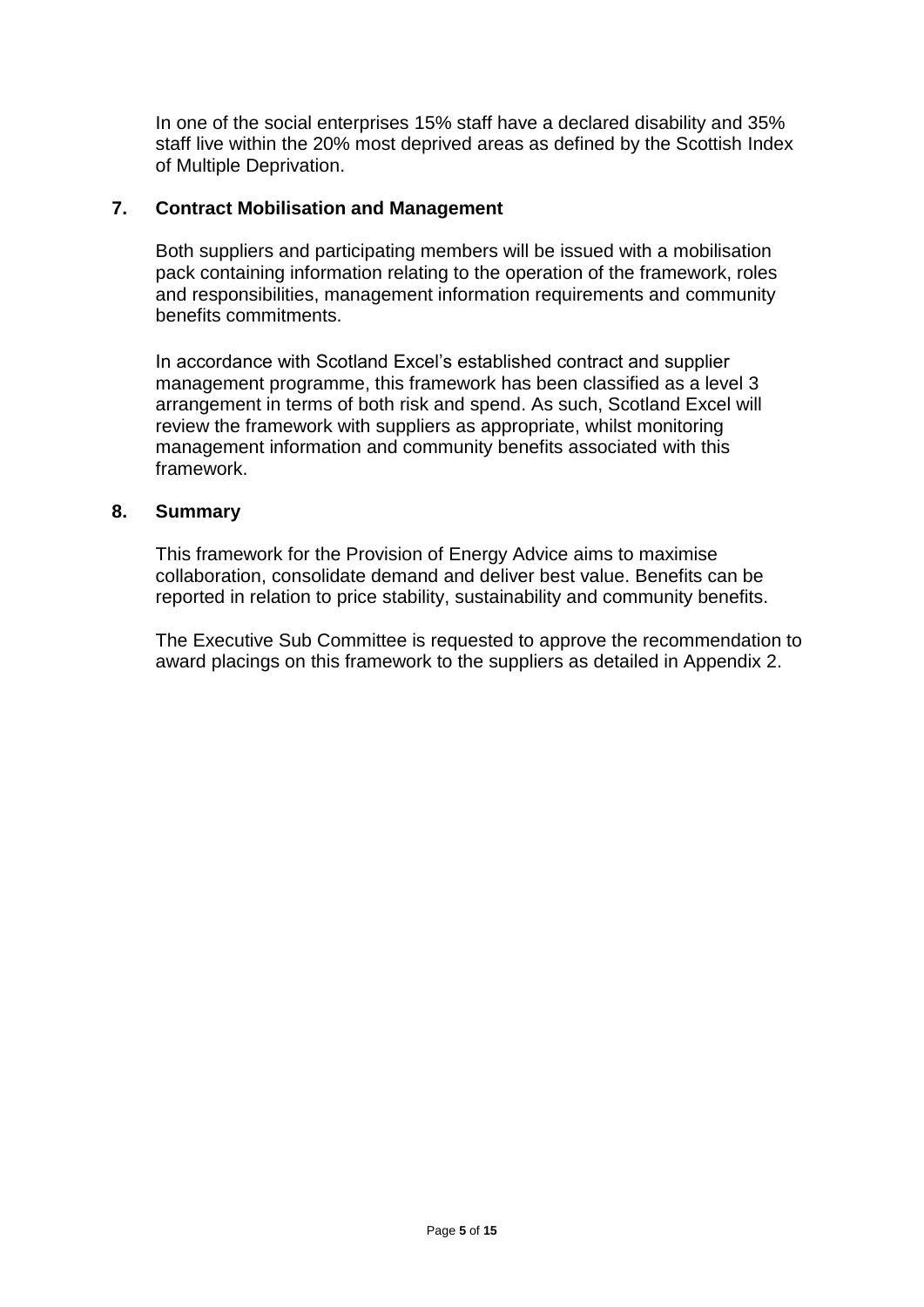In one of the social enterprises 15% staff have a declared disability and 35% staff live within the 20% most deprived areas as defined by the Scottish Index of Multiple Deprivation.

## 7. Contract Mobilisation and Management

Both suppliers and participating members will be issued with a mobilisation pack containing information relating to the operation of the framework, roles and responsibilities, management information requirements and community benefits commitments.

In accordance with Scotland Excel's established contract and supplier management programme, this framework has been classified as a level 3 arrangement in terms of both risk and spend. As such, Scotland Excel will review the framework with suppliers as appropriate, whilst monitoring management information and community benefits associated with this framework.

## 8. Summary

This framework for the Provision of Energy Advice aims to maximise collaboration, consolidate demand and deliver best value. Benefits can be reported in relation to price stability, sustainability and community benefits.

The Executive Sub Committee is requested to approve the recommendation to award placings on this framework to the suppliers as detailed in Appendix 2.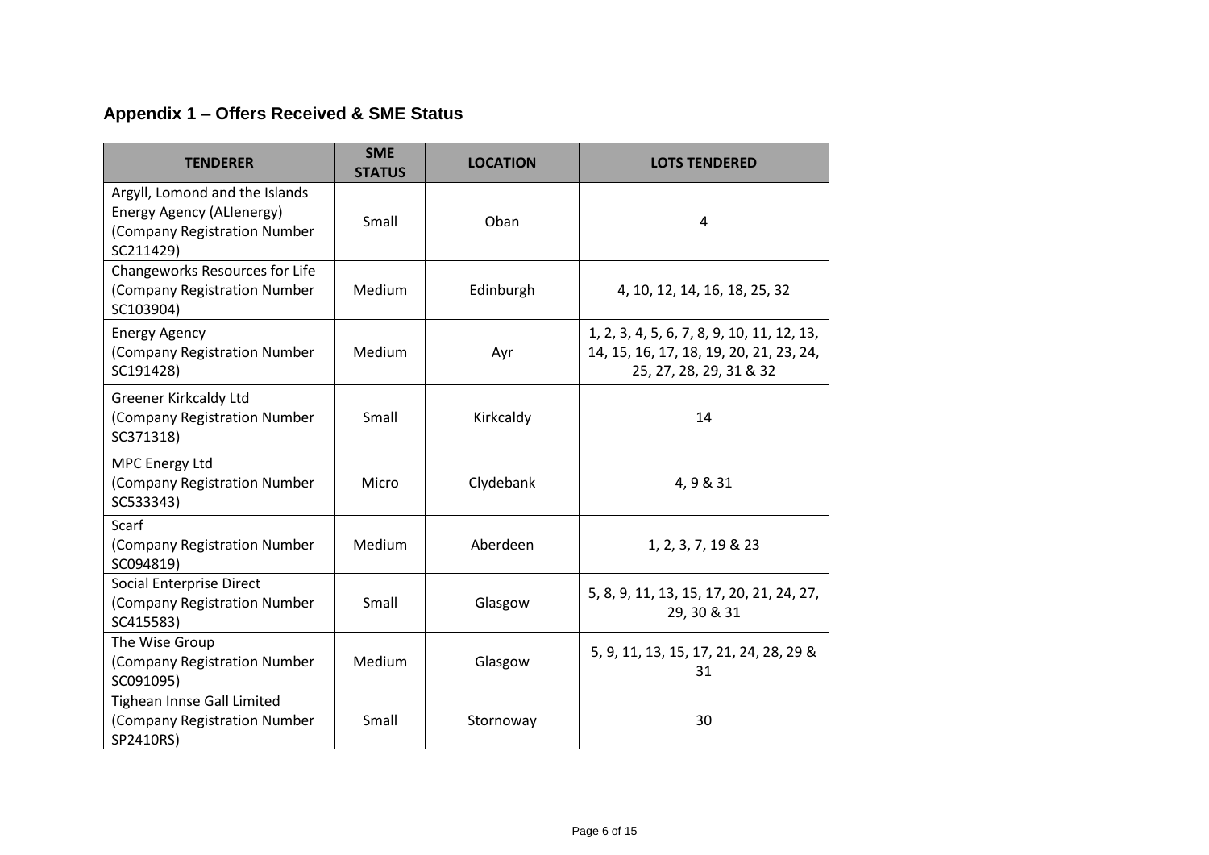## Appendix 1 – Offers Received & SME Status

| TENDERER | SME STATUS | LOCATION | LOTS TENDERED |
|---|---|---|---|
| Argyll, Lomond and the Islands Energy Agency (ALIenergy) (Company Registration Number SC211429) | Small | Oban | 4 |
| Changeworks Resources for Life (Company Registration Number SC103904) | Medium | Edinburgh | 4, 10, 12, 14, 16, 18, 25, 32 |
| Energy Agency (Company Registration Number SC191428) | Medium | Ayr | 1, 2, 3, 4, 5, 6, 7, 8, 9, 10, 11, 12, 13, 14, 15, 16, 17, 18, 19, 20, 21, 23, 24, 25, 27, 28, 29, 31 & 32 |
| Greener Kirkcaldy Ltd (Company Registration Number SC371318) | Small | Kirkcaldy | 14 |
| MPC Energy Ltd (Company Registration Number SC533343) | Micro | Clydebank | 4, 9 & 31 |
| Scarf (Company Registration Number SC094819) | Medium | Aberdeen | 1, 2, 3, 7, 19 & 23 |
| Social Enterprise Direct (Company Registration Number SC415583) | Small | Glasgow | 5, 8, 9, 11, 13, 15, 17, 20, 21, 24, 27, 29, 30 & 31 |
| The Wise Group (Company Registration Number SC091095) | Medium | Glasgow | 5, 9, 11, 13, 15, 17, 21, 24, 28, 29 & 31 |
| Tighean Innse Gall Limited (Company Registration Number SP2410RS) | Small | Stornoway | 30 |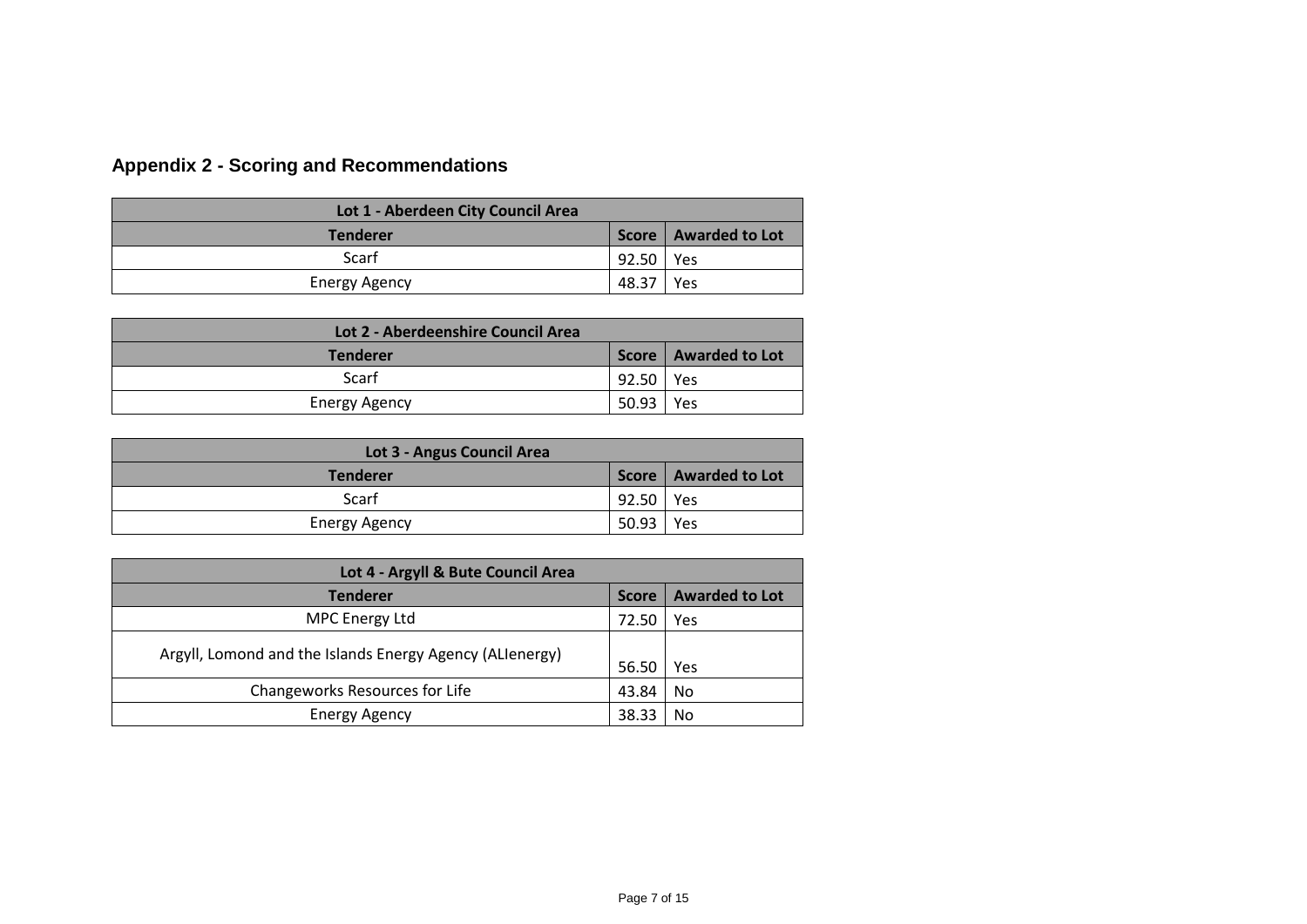## Appendix 2 - Scoring and Recommendations

| Lot 1 - Aberdeen City Council Area | | |
|---|---|---|
| **Tenderer** | **Score** | **Awarded to Lot** |
| Scarf | 92.50 | Yes |
| Energy Agency | 48.37 | Yes |

| Lot 2 - Aberdeenshire Council Area | | |
|---|---|---|
| **Tenderer** | **Score** | **Awarded to Lot** |
| Scarf | 92.50 | Yes |
| Energy Agency | 50.93 | Yes |

| Lot 3 - Angus Council Area | | |
|---|---|---|
| **Tenderer** | **Score** | **Awarded to Lot** |
| Scarf | 92.50 | Yes |
| Energy Agency | 50.93 | Yes |

| Lot 4 - Argyll & Bute Council Area | | |
|---|---|---|
| **Tenderer** | **Score** | **Awarded to Lot** |
| MPC Energy Ltd | 72.50 | Yes |
| Argyll, Lomond and the Islands Energy Agency (ALIenergy) | 56.50 | Yes |
| Changeworks Resources for Life | 43.84 | No |
| Energy Agency | 38.33 | No |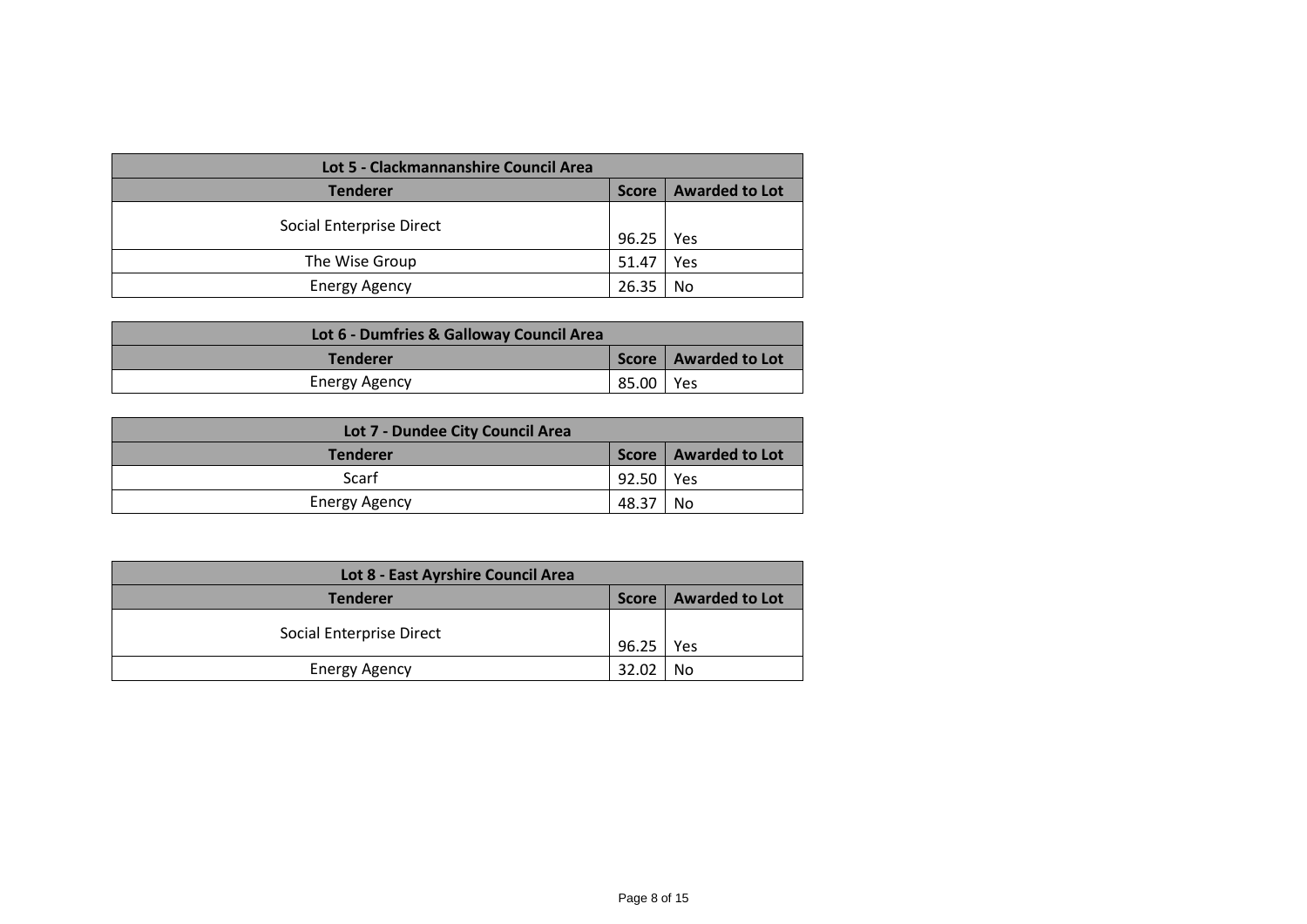| Lot 5 - Clackmannanshire Council Area | | |
|---|---|---|
| **Tenderer** | **Score** | **Awarded to Lot** |
| Social Enterprise Direct | 96.25 | Yes |
| The Wise Group | 51.47 | Yes |
| Energy Agency | 26.35 | No |

| Lot 6 - Dumfries & Galloway Council Area | | |
|---|---|---|
| **Tenderer** | **Score** | **Awarded to Lot** |
| Energy Agency | 85.00 | Yes |

| Lot 7 - Dundee City Council Area | | |
|---|---|---|
| **Tenderer** | **Score** | **Awarded to Lot** |
| Scarf | 92.50 | Yes |
| Energy Agency | 48.37 | No |

| Lot 8 - East Ayrshire Council Area | | |
|---|---|---|
| **Tenderer** | **Score** | **Awarded to Lot** |
| Social Enterprise Direct | 96.25 | Yes |
| Energy Agency | 32.02 | No |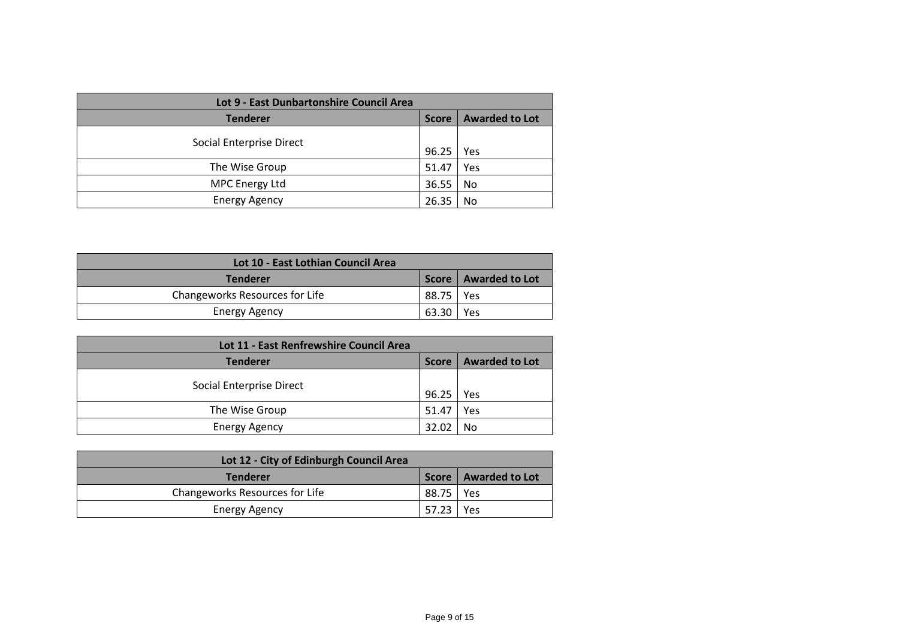| Lot 9 - East Dunbartonshire Council Area | | |
|---|---|---|
| **Tenderer** | **Score** | **Awarded to Lot** |
| Social Enterprise Direct | 96.25 | Yes |
| The Wise Group | 51.47 | Yes |
| MPC Energy Ltd | 36.55 | No |
| Energy Agency | 26.35 | No |

| Lot 10 - East Lothian Council Area | | |
|---|---|---|
| **Tenderer** | **Score** | **Awarded to Lot** |
| Changeworks Resources for Life | 88.75 | Yes |
| Energy Agency | 63.30 | Yes |

| Lot 11 - East Renfrewshire Council Area | | |
|---|---|---|
| **Tenderer** | **Score** | **Awarded to Lot** |
| Social Enterprise Direct | 96.25 | Yes |
| The Wise Group | 51.47 | Yes |
| Energy Agency | 32.02 | No |

| Lot 12 - City of Edinburgh Council Area | | |
|---|---|---|
| **Tenderer** | **Score** | **Awarded to Lot** |
| Changeworks Resources for Life | 88.75 | Yes |
| Energy Agency | 57.23 | Yes |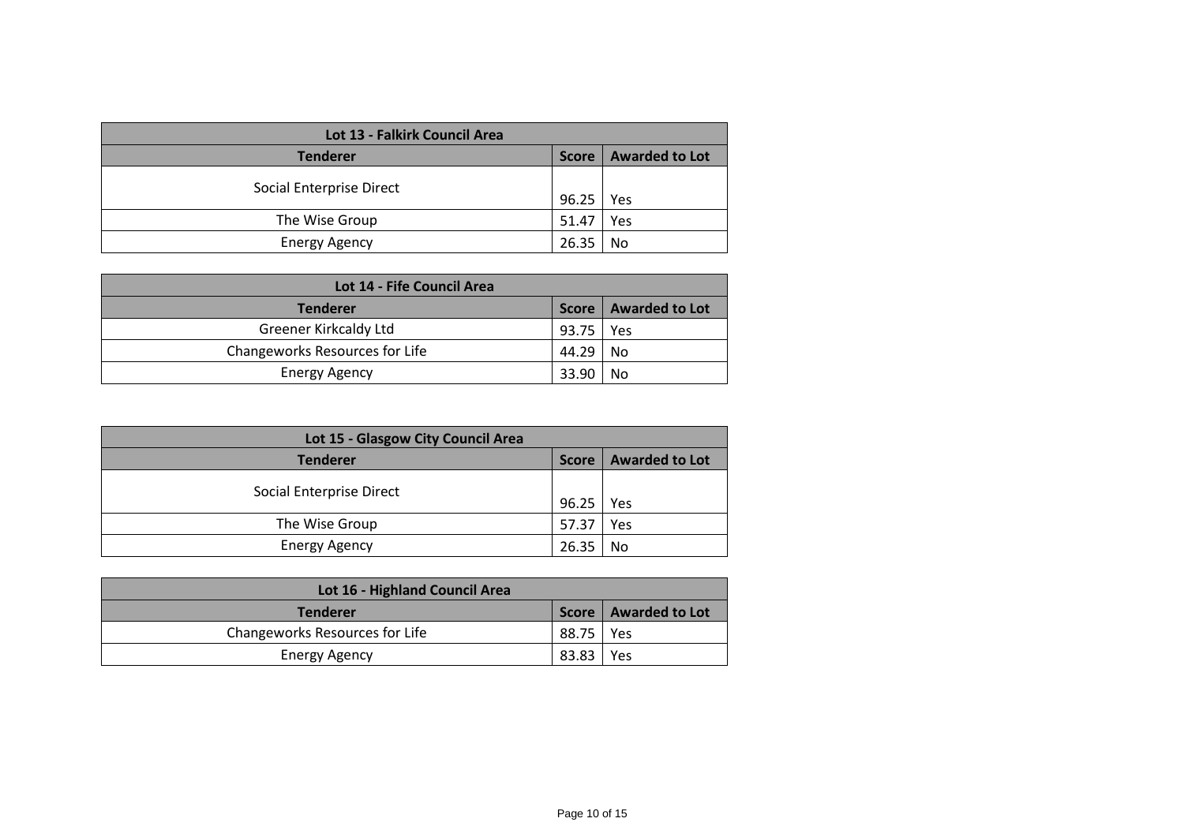| Lot 13 - Falkirk Council Area | | |
|---|---|---|
| **Tenderer** | **Score** | **Awarded to Lot** |
| Social Enterprise Direct | 96.25 | Yes |
| The Wise Group | 51.47 | Yes |
| Energy Agency | 26.35 | No |

| Lot 14 - Fife Council Area | | |
|---|---|---|
| **Tenderer** | **Score** | **Awarded to Lot** |
| Greener Kirkcaldy Ltd | 93.75 | Yes |
| Changeworks Resources for Life | 44.29 | No |
| Energy Agency | 33.90 | No |

| Lot 15 - Glasgow City Council Area | | |
|---|---|---|
| **Tenderer** | **Score** | **Awarded to Lot** |
| Social Enterprise Direct | 96.25 | Yes |
| The Wise Group | 57.37 | Yes |
| Energy Agency | 26.35 | No |

| Lot 16 - Highland Council Area | | |
|---|---|---|
| **Tenderer** | **Score** | **Awarded to Lot** |
| Changeworks Resources for Life | 88.75 | Yes |
| Energy Agency | 83.83 | Yes |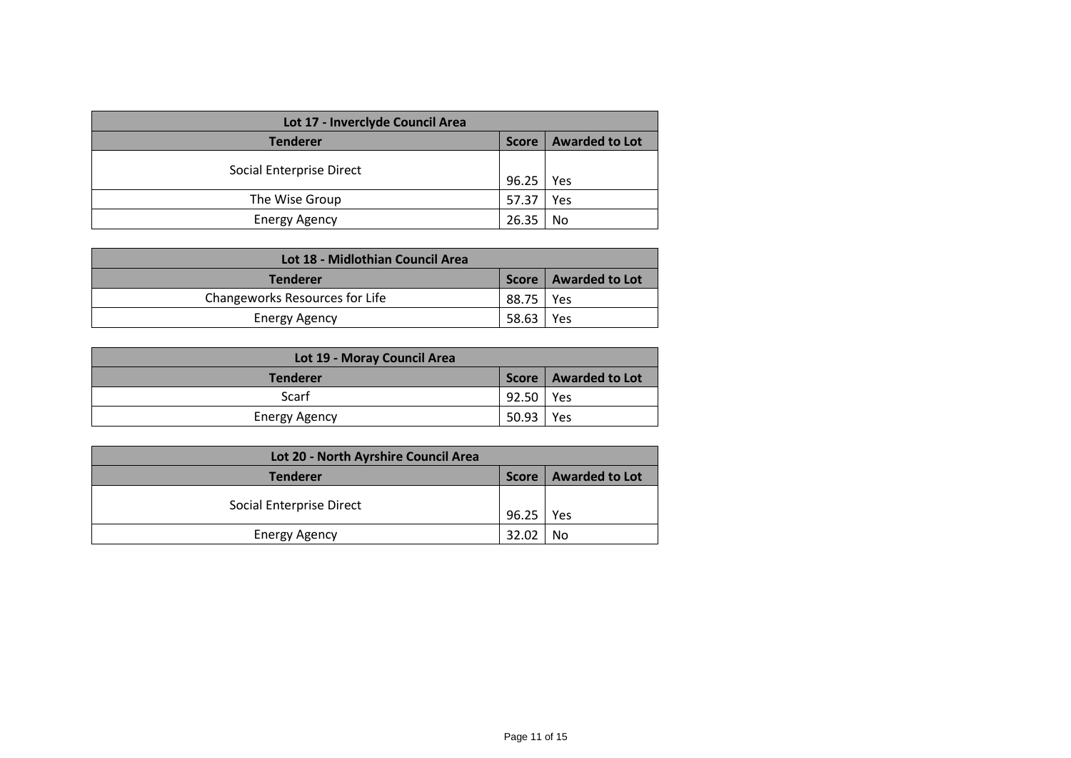| Lot 17 - Inverclyde Council Area | | |
|---|---|---|
| **Tenderer** | **Score** | **Awarded to Lot** |
| Social Enterprise Direct | 96.25 | Yes |
| The Wise Group | 57.37 | Yes |
| Energy Agency | 26.35 | No |

| Lot 18 - Midlothian Council Area | | |
|---|---|---|
| **Tenderer** | **Score** | **Awarded to Lot** |
| Changeworks Resources for Life | 88.75 | Yes |
| Energy Agency | 58.63 | Yes |

| Lot 19 - Moray Council Area | | |
|---|---|---|
| **Tenderer** | **Score** | **Awarded to Lot** |
| Scarf | 92.50 | Yes |
| Energy Agency | 50.93 | Yes |

| Lot 20 - North Ayrshire Council Area | | |
|---|---|---|
| **Tenderer** | **Score** | **Awarded to Lot** |
| Social Enterprise Direct | 96.25 | Yes |
| Energy Agency | 32.02 | No |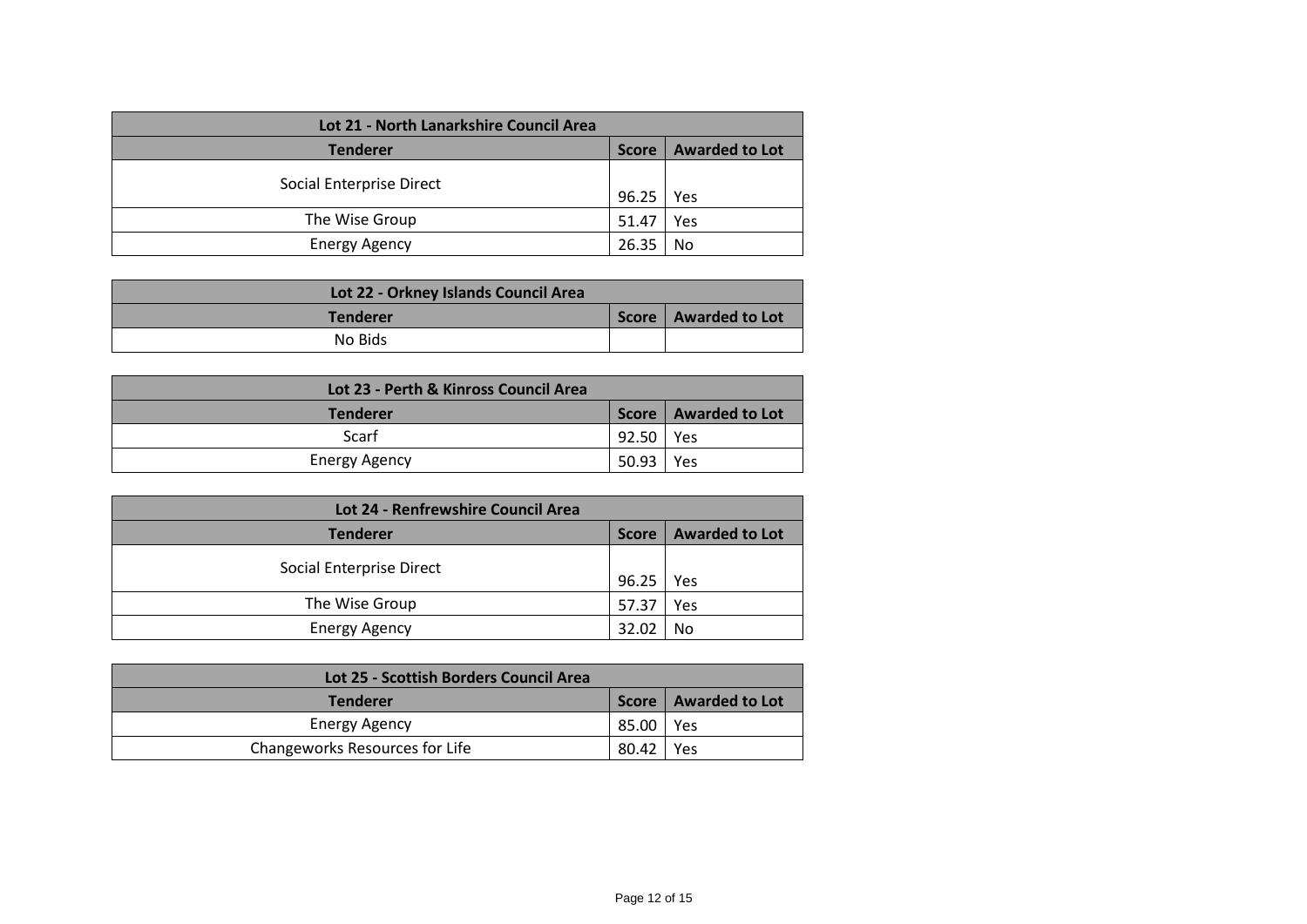| Lot 21 - North Lanarkshire Council Area | | |
|---|---|---|
| **Tenderer** | **Score** | **Awarded to Lot** |
| Social Enterprise Direct | 96.25 | Yes |
| The Wise Group | 51.47 | Yes |
| Energy Agency | 26.35 | No |

| Lot 22 - Orkney Islands Council Area | | |
|---|---|---|
| **Tenderer** | **Score** | **Awarded to Lot** |
| No Bids | | |

| Lot 23 - Perth & Kinross Council Area | | |
|---|---|---|
| **Tenderer** | **Score** | **Awarded to Lot** |
| Scarf | 92.50 | Yes |
| Energy Agency | 50.93 | Yes |

| Lot 24 - Renfrewshire Council Area | | |
|---|---|---|
| **Tenderer** | **Score** | **Awarded to Lot** |
| Social Enterprise Direct | 96.25 | Yes |
| The Wise Group | 57.37 | Yes |
| Energy Agency | 32.02 | No |

| Lot 25 - Scottish Borders Council Area | | |
|---|---|---|
| **Tenderer** | **Score** | **Awarded to Lot** |
| Energy Agency | 85.00 | Yes |
| Changeworks Resources for Life | 80.42 | Yes |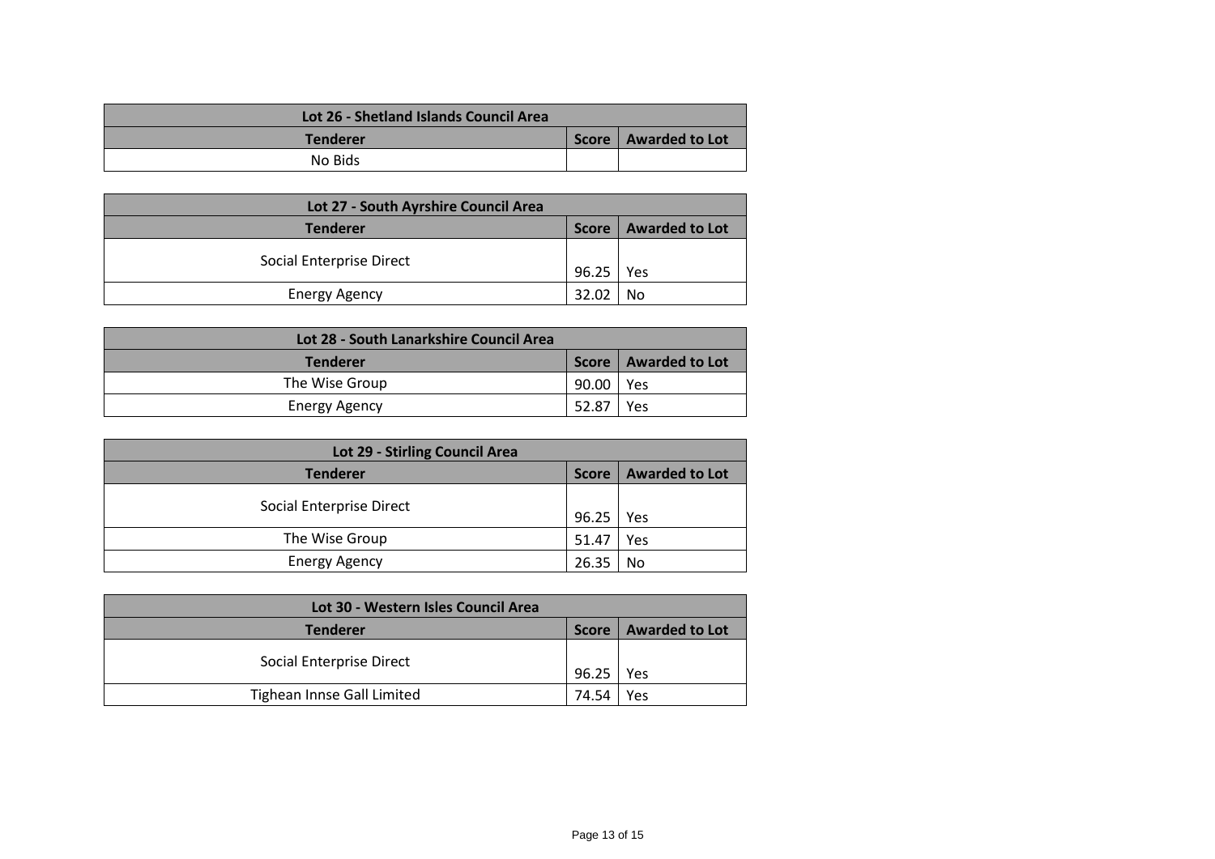| Lot 26 - Shetland Islands Council Area | | |
|---|---|---|
| **Tenderer** | **Score** | **Awarded to Lot** |
| No Bids | | |

| Lot 27 - South Ayrshire Council Area | | |
|---|---|---|
| **Tenderer** | **Score** | **Awarded to Lot** |
| Social Enterprise Direct | 96.25 | Yes |
| Energy Agency | 32.02 | No |

| Lot 28 - South Lanarkshire Council Area | | |
|---|---|---|
| **Tenderer** | **Score** | **Awarded to Lot** |
| The Wise Group | 90.00 | Yes |
| Energy Agency | 52.87 | Yes |

| Lot 29 - Stirling Council Area | | |
|---|---|---|
| **Tenderer** | **Score** | **Awarded to Lot** |
| Social Enterprise Direct | 96.25 | Yes |
| The Wise Group | 51.47 | Yes |
| Energy Agency | 26.35 | No |

| Lot 30 - Western Isles Council Area | | |
|---|---|---|
| **Tenderer** | **Score** | **Awarded to Lot** |
| Social Enterprise Direct | 96.25 | Yes |
| Tighean Innse Gall Limited | 74.54 | Yes |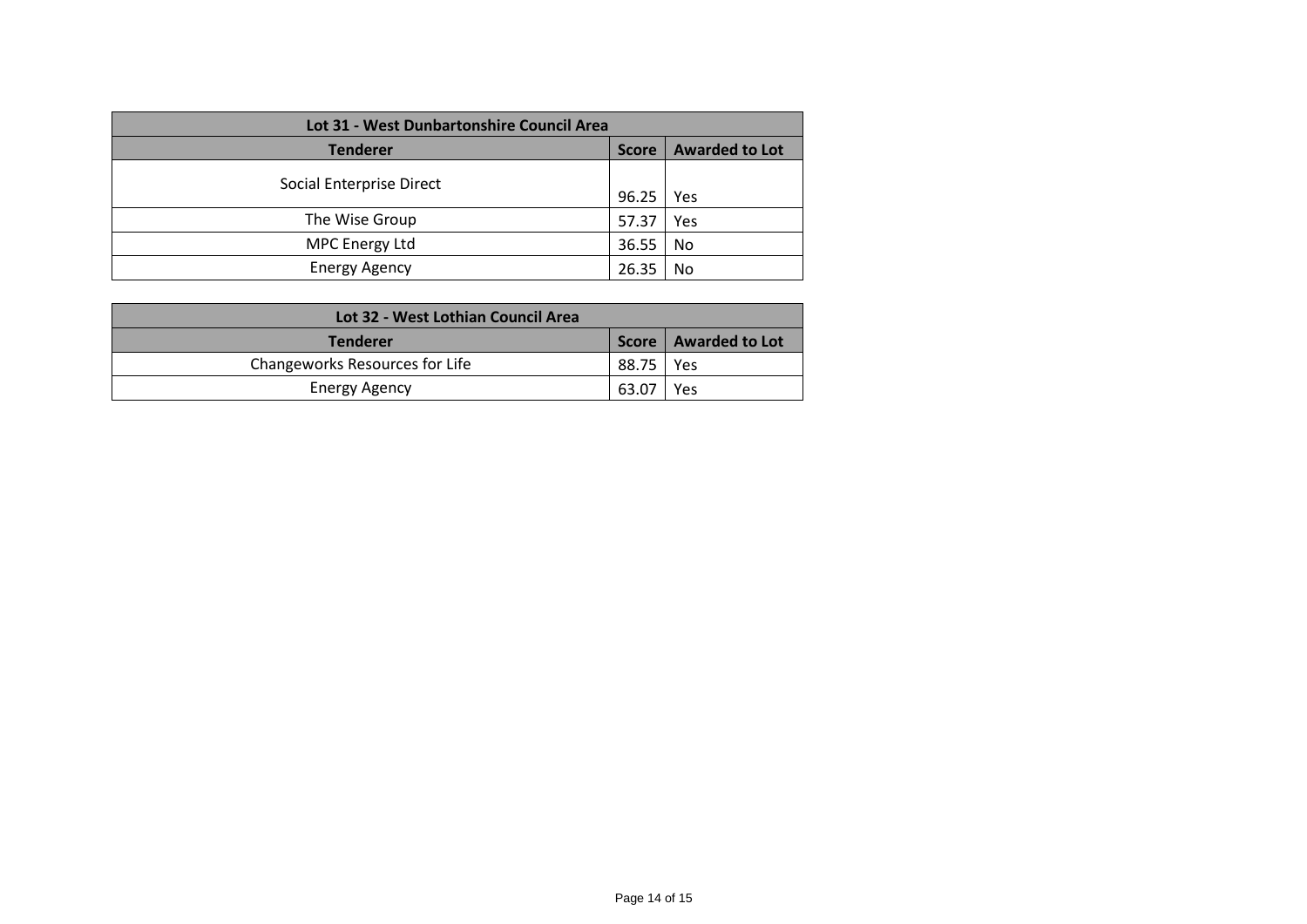| Lot 31 - West Dunbartonshire Council Area | | |
|---|---|---|
| **Tenderer** | **Score** | **Awarded to Lot** |
| Social Enterprise Direct | 96.25 | Yes |
| The Wise Group | 57.37 | Yes |
| MPC Energy Ltd | 36.55 | No |
| Energy Agency | 26.35 | No |

| Lot 32 - West Lothian Council Area | | |
|---|---|---|
| **Tenderer** | **Score** | **Awarded to Lot** |
| Changeworks Resources for Life | 88.75 | Yes |
| Energy Agency | 63.07 | Yes |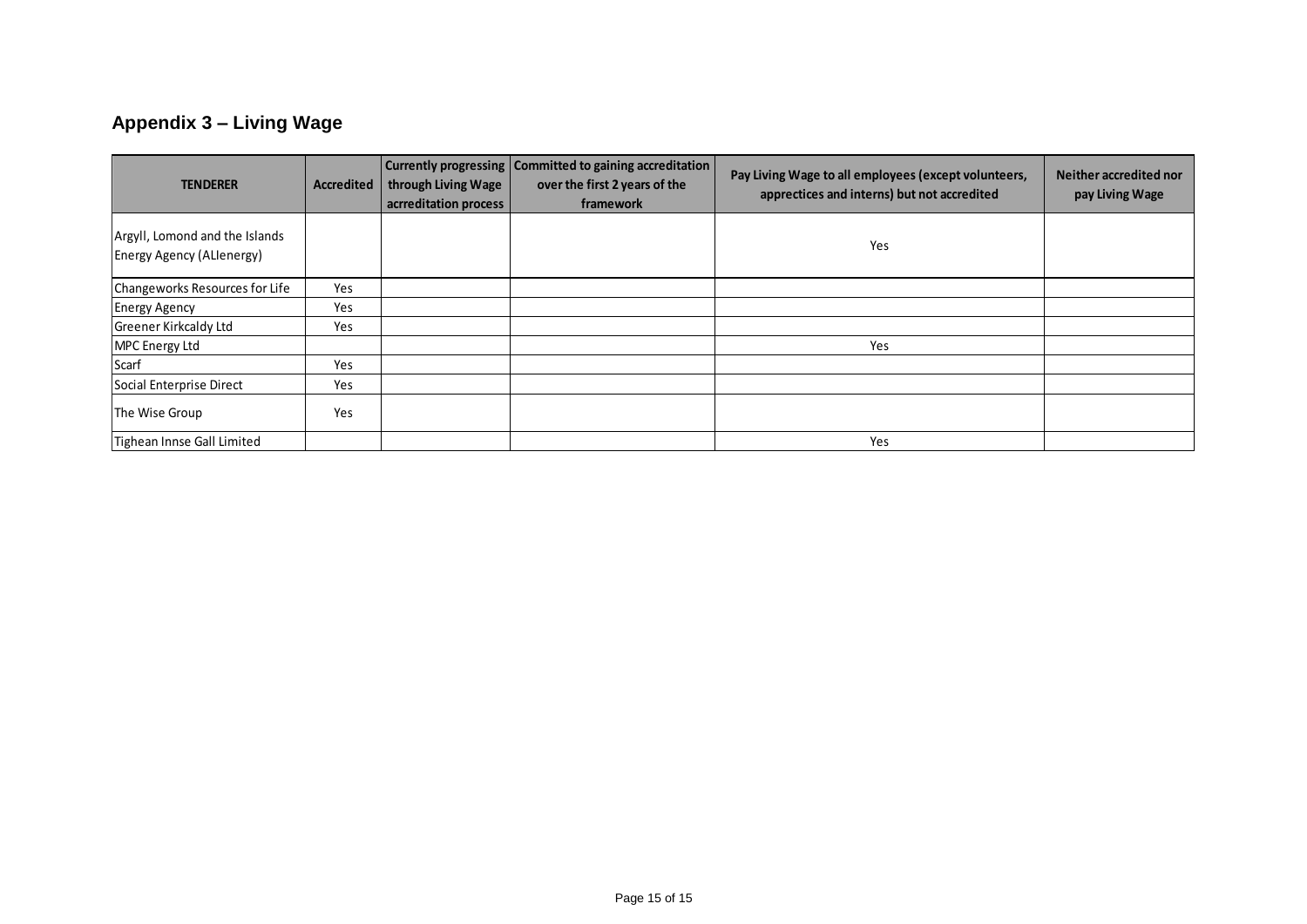## Appendix 3 – Living Wage

| TENDERER | Accredited | Currently progressing through Living Wage acreditation process | Committed to gaining accreditation over the first 2 years of the framework | Pay Living Wage to all employees (except volunteers, apprectices and interns) but not accredited | Neither accredited nor pay Living Wage |
|---|---|---|---|---|---|
| Argyll, Lomond and the Islands Energy Agency (ALIenergy) | | | | Yes | |
| Changeworks Resources for Life | Yes | | | | |
| Energy Agency | Yes | | | | |
| Greener Kirkcaldy Ltd | Yes | | | | |
| MPC Energy Ltd | | | | Yes | |
| Scarf | Yes | | | | |
| Social Enterprise Direct | Yes | | | | |
| The Wise Group | Yes | | | | |
| Tighean Innse Gall Limited | | | | Yes | |